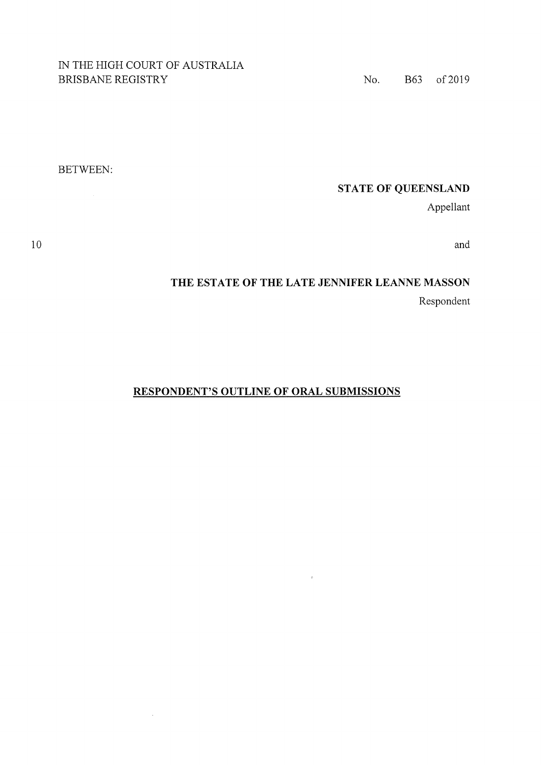IN THE HIGH COURT OF AUSTRALIA
BRISBANE REGISTRY

No. B63 of 2019

BETWEEN:

**STATE OF QUEENSLAND**

Appellant

and

**THE ESTATE OF THE LATE JENNIFER LEANNE MASSON**

Respondent

**RESPONDENT'S OUTLINE OF ORAL SUBMISSIONS**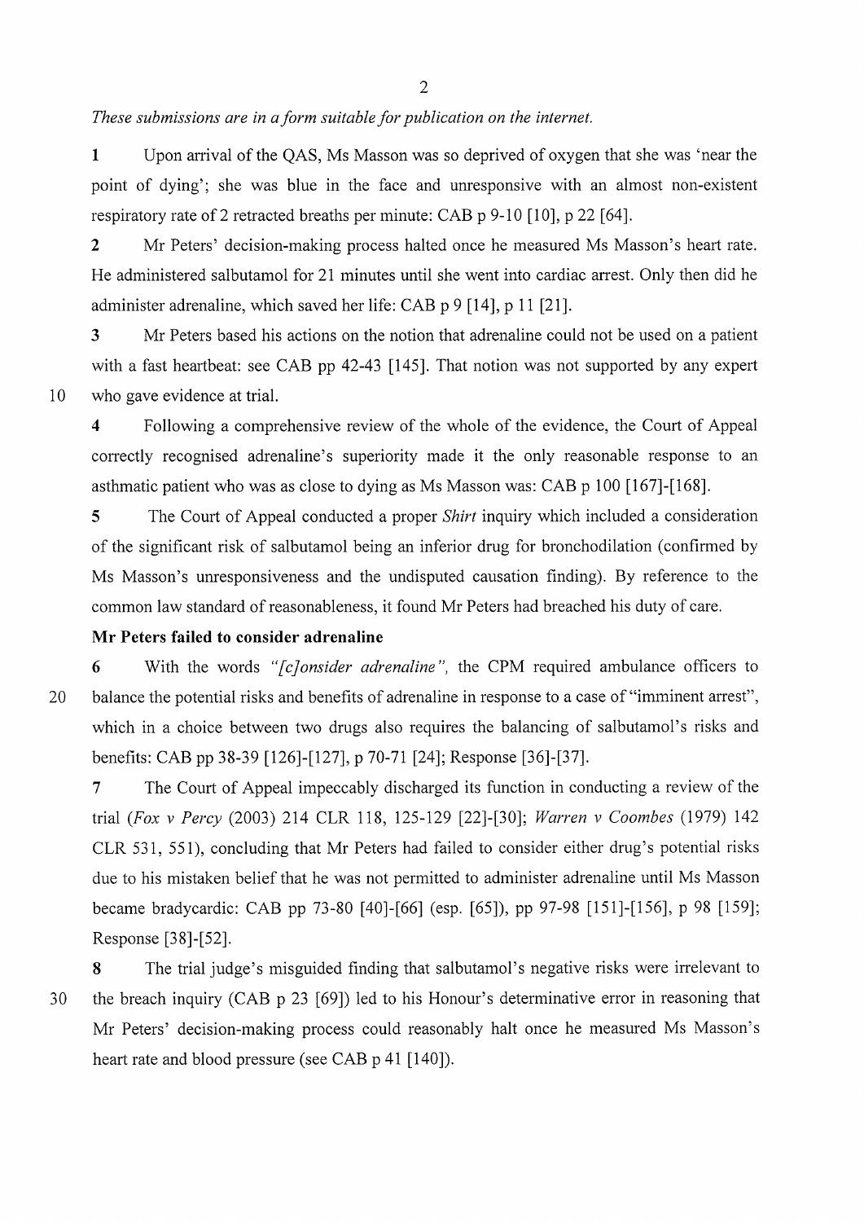*These submissions are in a form suitable for publication on the internet.*

**1** Upon arrival of the QAS, Ms Masson was so deprived of oxygen that she was 'near the point of dying'; she was blue in the face and unresponsive with an almost non-existent respiratory rate of 2 retracted breaths per minute: CAB p 9-10 [10], p 22 [64].

**2** Mr Peters' decision-making process halted once he measured Ms Masson's heart rate. He administered salbutamol for 21 minutes until she went into cardiac arrest. Only then did he administer adrenaline, which saved her life: CAB p 9 [14], p 11 [21].

**3** Mr Peters based his actions on the notion that adrenaline could not be used on a patient with a fast heartbeat: see CAB pp 42-43 [145]. That notion was not supported by any expert who gave evidence at trial.

**4** Following a comprehensive review of the whole of the evidence, the Court of Appeal correctly recognised adrenaline's superiority made it the only reasonable response to an asthmatic patient who was as close to dying as Ms Masson was: CAB p 100 [167]-[168].

**5** The Court of Appeal conducted a proper *Shirt* inquiry which included a consideration of the significant risk of salbutamol being an inferior drug for bronchodilation (confirmed by Ms Masson's unresponsiveness and the undisputed causation finding). By reference to the common law standard of reasonableness, it found Mr Peters had breached his duty of care.

**Mr Peters failed to consider adrenaline**

**6** With the words *"[c]onsider adrenaline"*, the CPM required ambulance officers to balance the potential risks and benefits of adrenaline in response to a case of "imminent arrest", which in a choice between two drugs also requires the balancing of salbutamol's risks and benefits: CAB pp 38-39 [126]-[127], p 70-71 [24]; Response [36]-[37].

**7** The Court of Appeal impeccably discharged its function in conducting a review of the trial (*Fox v Percy* (2003) 214 CLR 118, 125-129 [22]-[30]; *Warren v Coombes* (1979) 142 CLR 531, 551), concluding that Mr Peters had failed to consider either drug's potential risks due to his mistaken belief that he was not permitted to administer adrenaline until Ms Masson became bradycardic: CAB pp 73-80 [40]-[66] (esp. [65]), pp 97-98 [151]-[156], p 98 [159]; Response [38]-[52].

**8** The trial judge's misguided finding that salbutamol's negative risks were irrelevant to the breach inquiry (CAB p 23 [69]) led to his Honour's determinative error in reasoning that Mr Peters' decision-making process could reasonably halt once he measured Ms Masson's heart rate and blood pressure (see CAB p 41 [140]).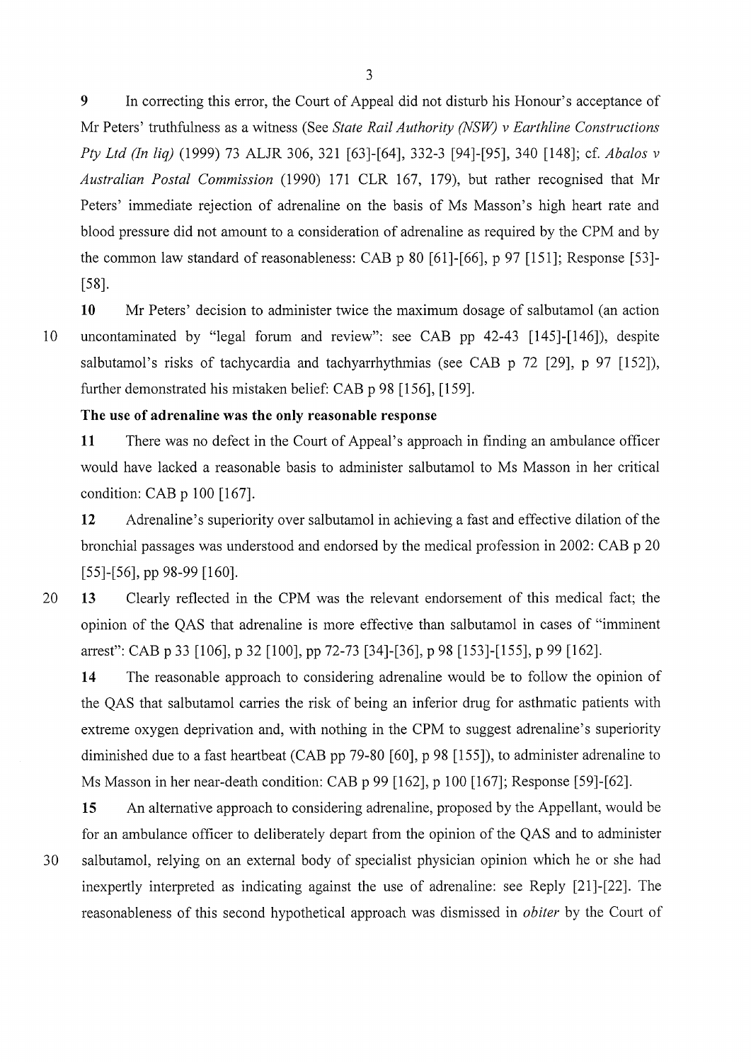**9** In correcting this error, the Court of Appeal did not disturb his Honour's acceptance of Mr Peters' truthfulness as a witness (See *State Rail Authority (NSW) v Earthline Constructions Pty Ltd (In liq)* (1999) 73 ALJR 306, 321 [63]-[64], 332-3 [94]-[95], 340 [148]; cf. *Abalos v Australian Postal Commission* (1990) 171 CLR 167, 179), but rather recognised that Mr Peters' immediate rejection of adrenaline on the basis of Ms Masson's high heart rate and blood pressure did not amount to a consideration of adrenaline as required by the CPM and by the common law standard of reasonableness: CAB p 80 [61]-[66], p 97 [151]; Response [53]-[58].

**10** Mr Peters' decision to administer twice the maximum dosage of salbutamol (an action uncontaminated by "legal forum and review": see CAB pp 42-43 [145]-[146]), despite salbutamol's risks of tachycardia and tachyarrhythmias (see CAB p 72 [29], p 97 [152]), further demonstrated his mistaken belief: CAB p 98 [156], [159].

**The use of adrenaline was the only reasonable response**

**11** There was no defect in the Court of Appeal's approach in finding an ambulance officer would have lacked a reasonable basis to administer salbutamol to Ms Masson in her critical condition: CAB p 100 [167].

**12** Adrenaline's superiority over salbutamol in achieving a fast and effective dilation of the bronchial passages was understood and endorsed by the medical profession in 2002: CAB p 20 [55]-[56], pp 98-99 [160].

**13** Clearly reflected in the CPM was the relevant endorsement of this medical fact; the opinion of the QAS that adrenaline is more effective than salbutamol in cases of "imminent arrest": CAB p 33 [106], p 32 [100], pp 72-73 [34]-[36], p 98 [153]-[155], p 99 [162].

**14** The reasonable approach to considering adrenaline would be to follow the opinion of the QAS that salbutamol carries the risk of being an inferior drug for asthmatic patients with extreme oxygen deprivation and, with nothing in the CPM to suggest adrenaline's superiority diminished due to a fast heartbeat (CAB pp 79-80 [60], p 98 [155]), to administer adrenaline to Ms Masson in her near-death condition: CAB p 99 [162], p 100 [167]; Response [59]-[62].

**15** An alternative approach to considering adrenaline, proposed by the Appellant, would be for an ambulance officer to deliberately depart from the opinion of the QAS and to administer salbutamol, relying on an external body of specialist physician opinion which he or she had inexpertly interpreted as indicating against the use of adrenaline: see Reply [21]-[22]. The reasonableness of this second hypothetical approach was dismissed in *obiter* by the Court of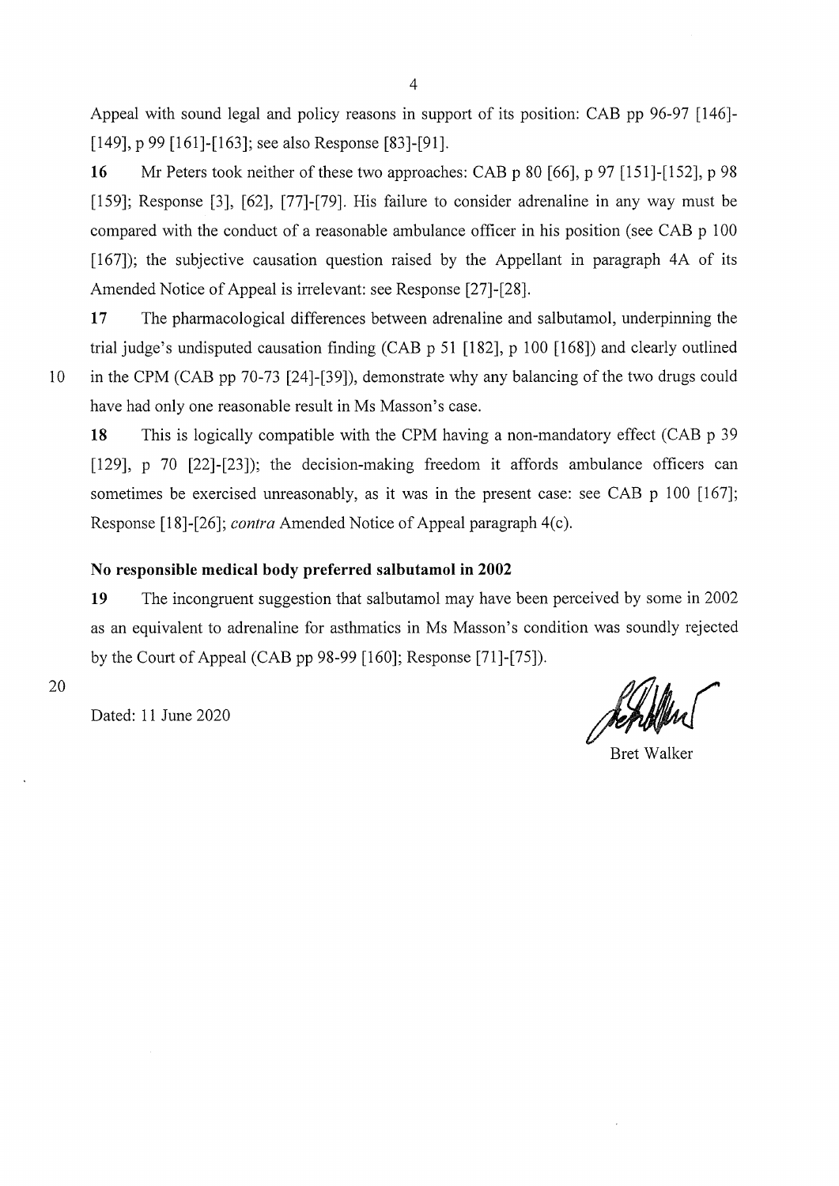Appeal with sound legal and policy reasons in support of its position: CAB pp 96-97 [146]-[149], p 99 [161]-[163]; see also Response [83]-[91].

**16** Mr Peters took neither of these two approaches: CAB p 80 [66], p 97 [151]-[152], p 98 [159]; Response [3], [62], [77]-[79]. His failure to consider adrenaline in any way must be compared with the conduct of a reasonable ambulance officer in his position (see CAB p 100 [167]); the subjective causation question raised by the Appellant in paragraph 4A of its Amended Notice of Appeal is irrelevant: see Response [27]-[28].

**17** The pharmacological differences between adrenaline and salbutamol, underpinning the trial judge's undisputed causation finding (CAB p 51 [182], p 100 [168]) and clearly outlined in the CPM (CAB pp 70-73 [24]-[39]), demonstrate why any balancing of the two drugs could have had only one reasonable result in Ms Masson's case.

**18** This is logically compatible with the CPM having a non-mandatory effect (CAB p 39 [129], p 70 [22]-[23]); the decision-making freedom it affords ambulance officers can sometimes be exercised unreasonably, as it was in the present case: see CAB p 100 [167]; Response [18]-[26]; *contra* Amended Notice of Appeal paragraph 4(c).

### No responsible medical body preferred salbutamol in 2002

**19** The incongruent suggestion that salbutamol may have been perceived by some in 2002 as an equivalent to adrenaline for asthmatics in Ms Masson's condition was soundly rejected by the Court of Appeal (CAB pp 98-99 [160]; Response [71]-[75]).

Dated: 11 June 2020

Bret Walker